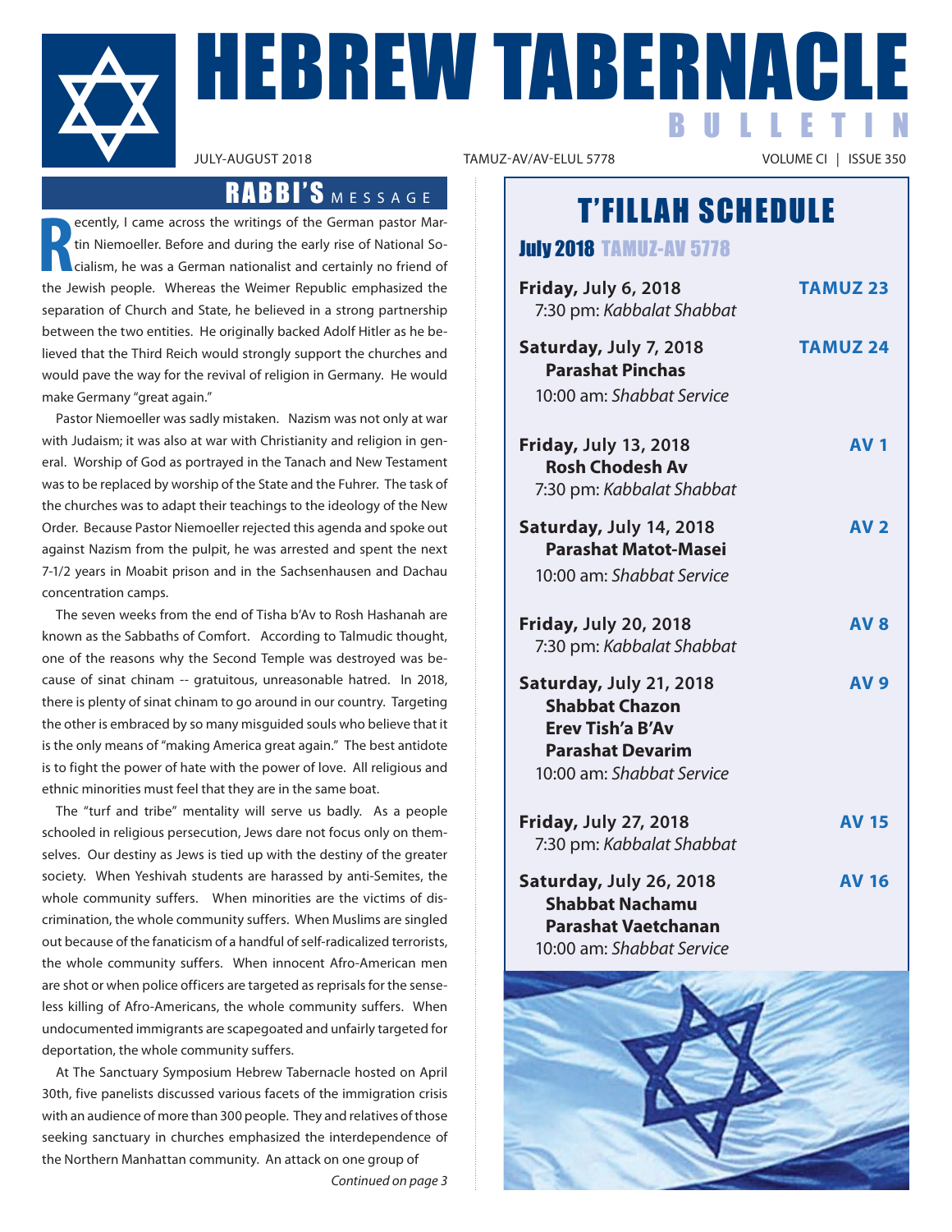# HEBREW TABERNACLE BULLETIN

JULY-AUGUST 2018 | TAMUZ-AV/AV-ELUL 5778 | VOLUME CI | ISSUE 350

## RABBI'S MESSAGE

Recently, I came across the writings of the German pastor Martin Niemoeller. Before and during the early rise of National Socialism, he was a German nationalist and certainly no friend of the Jewish people. Whereas the Weimer Republic emphasized the separation of Church and State, he believed in a strong partnership between the two entities. He originally backed Adolf Hitler as he believed that the Third Reich would strongly support the churches and would pave the way for the revival of religion in Germany. He would make Germany "great again."

Pastor Niemoeller was sadly mistaken. Nazism was not only at war with Judaism; it was also at war with Christianity and religion in general. Worship of God as portrayed in the Tanach and New Testament was to be replaced by worship of the State and the Fuhrer. The task of the churches was to adapt their teachings to the ideology of the New Order. Because Pastor Niemoeller rejected this agenda and spoke out against Nazism from the pulpit, he was arrested and spent the next 7-1/2 years in Moabit prison and in the Sachsenhausen and Dachau concentration camps.

The seven weeks from the end of Tisha b'Av to Rosh Hashanah are known as the Sabbaths of Comfort. According to Talmudic thought, one of the reasons why the Second Temple was destroyed was because of sinat chinam -- gratuitous, unreasonable hatred. In 2018, there is plenty of sinat chinam to go around in our country. Targeting the other is embraced by so many misguided souls who believe that it is the only means of "making America great again." The best antidote is to fight the power of hate with the power of love. All religious and ethnic minorities must feel that they are in the same boat.

The "turf and tribe" mentality will serve us badly. As a people schooled in religious persecution, Jews dare not focus only on themselves. Our destiny as Jews is tied up with the destiny of the greater society. When Yeshivah students are harassed by anti-Semites, the whole community suffers. When minorities are the victims of discrimination, the whole community suffers. When Muslims are singled out because of the fanaticism of a handful of self-radicalized terrorists, the whole community suffers. When innocent Afro-American men are shot or when police officers are targeted as reprisals for the senseless killing of Afro-Americans, the whole community suffers. When undocumented immigrants are scapegoated and unfairly targeted for deportation, the whole community suffers.

At The Sanctuary Symposium Hebrew Tabernacle hosted on April 30th, five panelists discussed various facets of the immigration crisis with an audience of more than 300 people. They and relatives of those seeking sanctuary in churches emphasized the interdependence of the Northern Manhattan community. An attack on one group of

*Continued on page 3*

## T'FILLAH SCHEDULE

### July 2018 TAMUZ-AV 5778

**Friday, July 6, 2018** — **TAMUZ 23**
7:30 pm: *Kabbalat Shabbat*

**Saturday, July 7, 2018** — **TAMUZ 24**
**Parashat Pinchas**
10:00 am: *Shabbat Service*

**Friday, July 13, 2018** — **AV 1**
**Rosh Chodesh Av**
7:30 pm: *Kabbalat Shabbat*

**Saturday, July 14, 2018** — **AV 2**
**Parashat Matot-Masei**
10:00 am: *Shabbat Service*

**Friday, July 20, 2018** — **AV 8**
7:30 pm: *Kabbalat Shabbat*

**Saturday, July 21, 2018** — **AV 9**
**Shabbat Chazon**
**Erev Tish'a B'Av**
**Parashat Devarim**
10:00 am: *Shabbat Service*

**Friday, July 27, 2018** — **AV 15**
7:30 pm: *Kabbalat Shabbat*

**Saturday, July 26, 2018** — **AV 16**
**Shabbat Nachamu**
**Parashat Vaetchanan**
10:00 am: *Shabbat Service*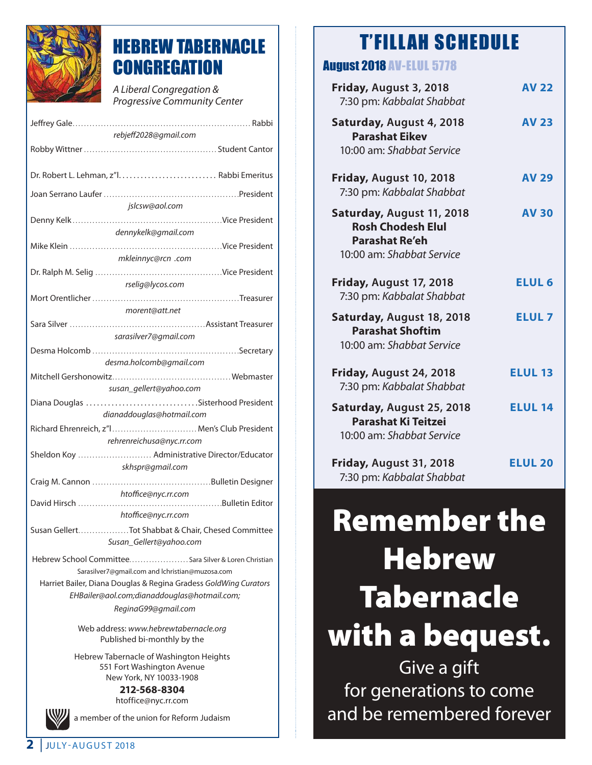# HEBREW TABERNACLE CONGREGATION

*A Liberal Congregation & Progressive Community Center*

Jeffrey Gale.............................................................. Rabbi
*rebjeff2028@gmail.com*

Robby Wittner ............................................... Student Cantor

Dr. Robert L. Lehman, z"l.......................... Rabbi Emeritus

Joan Serrano Laufer ...............................................President
*jslcsw@aol.com*

Denny Kelk....................................................Vice President
*dennykelk@gmail.com*

Mike Klein .....................................................Vice President
*mkleinnyc@rcn .com*

Dr. Ralph M. Selig ............................................Vice President
*rselig@lycos.com*

Mort Orentlicher ..................................................Treasurer
*morent@att.net*

Sara Silver ...............................................Assistant Treasurer
*sarasilver7@gmail.com*

Desma Holcomb ..................................................Secretary
*desma.holcomb@gmail.com*

Mitchell Gershonowitz.........................................Webmaster
*susan_gellert@yahoo.com*

Diana Douglas ..............................Sisterhood President
*dianaddouglas@hotmail.com*

Richard Ehrenreich, z"l.............................Men's Club President
*rehrenreichusa@nyc.rr.com*

Sheldon Koy ......................... Administrative Director/Educator
*skhspr@gmail.com*

Craig M. Cannon .........................................Bulletin Designer
*htoffice@nyc.rr.com*

David Hirsch .................................................Bulletin Editor
*htoffice@nyc.rr.com*

Susan Gellert.................Tot Shabbat & Chair, Chesed Committee
*Susan_Gellert@yahoo.com*

Hebrew School Committee.................... Sara Silver & Loren Christian
Sarasilver7@gmail.com and lchristian@muzosa.com

Harriet Bailer, Diana Douglas & Regina Gradess *GoldWing Curators*
*EHBailer@aol.com;dianaddouglas@hotmail.com;*
*ReginaG99@gmail.com*

Web address: *www.hebrewtabernacle.org*
Published bi-monthly by the

Hebrew Tabernacle of Washington Heights
551 Fort Washington Avenue
New York, NY 10033-1908
**212-568-8304**
htoffice@nyc.rr.com

a member of the union for Reform Judaism

# T'FILLAH SCHEDULE

## August 2018 AV-ELUL 5778

**Friday, August 3, 2018** — **AV 22**
7:30 pm: *Kabbalat Shabbat*

**Saturday, August 4, 2018** — **AV 23**
**Parashat Eikev**
10:00 am: *Shabbat Service*

**Friday, August 10, 2018** — **AV 29**
7:30 pm: *Kabbalat Shabbat*

**Saturday, August 11, 2018** — **AV 30**
**Rosh Chodesh Elul**
**Parashat Re'eh**
10:00 am: *Shabbat Service*

**Friday, August 17, 2018** — **ELUL 6**
7:30 pm: *Kabbalat Shabbat*

**Saturday, August 18, 2018** — **ELUL 7**
**Parashat Shoftim**
10:00 am: *Shabbat Service*

**Friday, August 24, 2018** — **ELUL 13**
7:30 pm: *Kabbalat Shabbat*

**Saturday, August 25, 2018** — **ELUL 14**
**Parashat Ki Teitzei**
10:00 am: *Shabbat Service*

**Friday, August 31, 2018** — **ELUL 20**
7:30 pm: *Kabbalat Shabbat*

# Remember the Hebrew Tabernacle with a bequest.

Give a gift
for generations to come
and be remembered forever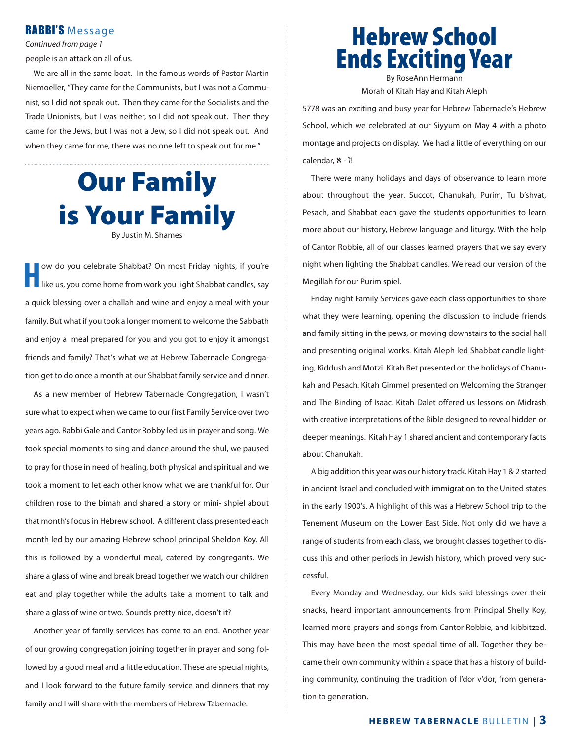## RABBI'S Message

*Continued from page 1*

people is an attack on all of us.

We are all in the same boat. In the famous words of Pastor Martin Niemoeller, "They came for the Communists, but I was not a Communist, so I did not speak out. Then they came for the Socialists and the Trade Unionists, but I was neither, so I did not speak out. Then they came for the Jews, but I was not a Jew, so I did not speak out. And when they came for me, there was no one left to speak out for me."

# Our Family is Your Family

By Justin M. Shames

How do you celebrate Shabbat? On most Friday nights, if you're like us, you come home from work you light Shabbat candles, say a quick blessing over a challah and wine and enjoy a meal with your family. But what if you took a longer moment to welcome the Sabbath and enjoy a meal prepared for you and you got to enjoy it amongst friends and family? That's what we at Hebrew Tabernacle Congregation get to do once a month at our Shabbat family service and dinner.

As a new member of Hebrew Tabernacle Congregation, I wasn't sure what to expect when we came to our first Family Service over two years ago. Rabbi Gale and Cantor Robby led us in prayer and song. We took special moments to sing and dance around the shul, we paused to pray for those in need of healing, both physical and spiritual and we took a moment to let each other know what we are thankful for. Our children rose to the bimah and shared a story or mini- shpiel about that month's focus in Hebrew school. A different class presented each month led by our amazing Hebrew school principal Sheldon Koy. All this is followed by a wonderful meal, catered by congregants. We share a glass of wine and break bread together we watch our children eat and play together while the adults take a moment to talk and share a glass of wine or two. Sounds pretty nice, doesn't it?

Another year of family services has come to an end. Another year of our growing congregation joining together in prayer and song followed by a good meal and a little education. These are special nights, and I look forward to the future family service and dinners that my family and I will share with the members of Hebrew Tabernacle.

# Hebrew School Ends Exciting Year

By RoseAnn Hermann
Morah of Kitah Hay and Kitah Aleph

5778 was an exciting and busy year for Hebrew Tabernacle's Hebrew School, which we celebrated at our Siyyum on May 4 with a photo montage and projects on display. We had a little of everything on our calendar, א - ת!

There were many holidays and days of observance to learn more about throughout the year. Succot, Chanukah, Purim, Tu b'shvat, Pesach, and Shabbat each gave the students opportunities to learn more about our history, Hebrew language and liturgy. With the help of Cantor Robbie, all of our classes learned prayers that we say every night when lighting the Shabbat candles. We read our version of the Megillah for our Purim spiel.

Friday night Family Services gave each class opportunities to share what they were learning, opening the discussion to include friends and family sitting in the pews, or moving downstairs to the social hall and presenting original works. Kitah Aleph led Shabbat candle lighting, Kiddush and Motzi. Kitah Bet presented on the holidays of Chanukah and Pesach. Kitah Gimmel presented on Welcoming the Stranger and The Binding of Isaac. Kitah Dalet offered us lessons on Midrash with creative interpretations of the Bible designed to reveal hidden or deeper meanings. Kitah Hay 1 shared ancient and contemporary facts about Chanukah.

A big addition this year was our history track. Kitah Hay 1 & 2 started in ancient Israel and concluded with immigration to the United states in the early 1900's. A highlight of this was a Hebrew School trip to the Tenement Museum on the Lower East Side. Not only did we have a range of students from each class, we brought classes together to discuss this and other periods in Jewish history, which proved very successful.

Every Monday and Wednesday, our kids said blessings over their snacks, heard important announcements from Principal Shelly Koy, learned more prayers and songs from Cantor Robbie, and kibbitzed. This may have been the most special time of all. Together they became their own community within a space that has a history of building community, continuing the tradition of l'dor v'dor, from generation to generation.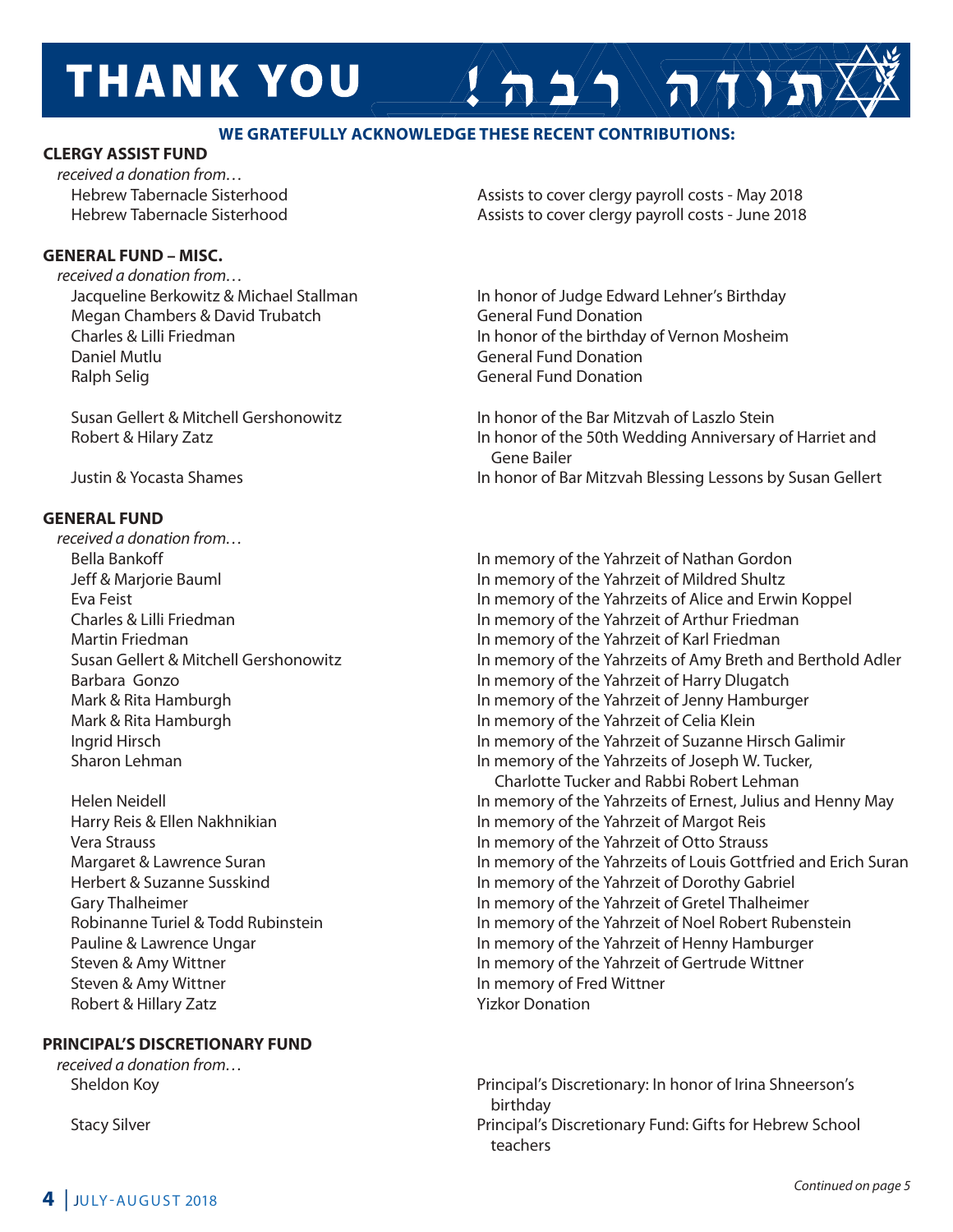# THANK YOU תודה רבה!

**WE GRATEFULLY ACKNOWLEDGE THESE RECENT CONTRIBUTIONS:**

**CLERGY ASSIST FUND**

*received a donation from…*

| | |
|---|---|
| Hebrew Tabernacle Sisterhood | Assists to cover clergy payroll costs - May 2018 |
| Hebrew Tabernacle Sisterhood | Assists to cover clergy payroll costs - June 2018 |

**GENERAL FUND – MISC.**

*received a donation from…*

| | |
|---|---|
| Jacqueline Berkowitz & Michael Stallman | In honor of Judge Edward Lehner's Birthday |
| Megan Chambers & David Trubatch | General Fund Donation |
| Charles & Lilli Friedman | In honor of the birthday of Vernon Mosheim |
| Daniel Mutlu | General Fund Donation |
| Ralph Selig | General Fund Donation |
| Susan Gellert & Mitchell Gershonowitz | In honor of the Bar Mitzvah of Laszlo Stein |
| Robert & Hilary Zatz | In honor of the 50th Wedding Anniversary of Harriet and Gene Bailer |
| Justin & Yocasta Shames | In honor of Bar Mitzvah Blessing Lessons by Susan Gellert |

**GENERAL FUND**

*received a donation from…*

| | |
|---|---|
| Bella Bankoff | In memory of the Yahrzeit of Nathan Gordon |
| Jeff & Marjorie Bauml | In memory of the Yahrzeit of Mildred Shultz |
| Eva Feist | In memory of the Yahrzeits of Alice and Erwin Koppel |
| Charles & Lilli Friedman | In memory of the Yahrzeit of Arthur Friedman |
| Martin Friedman | In memory of the Yahrzeit of Karl Friedman |
| Susan Gellert & Mitchell Gershonowitz | In memory of the Yahrzeits of Amy Breth and Berthold Adler |
| Barbara Gonzo | In memory of the Yahrzeit of Harry Dlugatch |
| Mark & Rita Hamburgh | In memory of the Yahrzeit of Jenny Hamburger |
| Mark & Rita Hamburgh | In memory of the Yahrzeit of Celia Klein |
| Ingrid Hirsch | In memory of the Yahrzeit of Suzanne Hirsch Galimir |
| Sharon Lehman | In memory of the Yahrzeits of Joseph W. Tucker, Charlotte Tucker and Rabbi Robert Lehman |
| Helen Neidell | In memory of the Yahrzeits of Ernest, Julius and Henny May |
| Harry Reis & Ellen Nakhnikian | In memory of the Yahrzeit of Margot Reis |
| Vera Strauss | In memory of the Yahrzeit of Otto Strauss |
| Margaret & Lawrence Suran | In memory of the Yahrzeits of Louis Gottfried and Erich Suran |
| Herbert & Suzanne Susskind | In memory of the Yahrzeit of Dorothy Gabriel |
| Gary Thalheimer | In memory of the Yahrzeit of Gretel Thalheimer |
| Robinanne Turiel & Todd Rubinstein | In memory of the Yahrzeit of Noel Robert Rubenstein |
| Pauline & Lawrence Ungar | In memory of the Yahrzeit of Henny Hamburger |
| Steven & Amy Wittner | In memory of the Yahrzeit of Gertrude Wittner |
| Steven & Amy Wittner | In memory of Fred Wittner |
| Robert & Hillary Zatz | Yizkor Donation |

**PRINCIPAL'S DISCRETIONARY FUND**

*received a donation from…*

| | |
|---|---|
| Sheldon Koy | Principal's Discretionary: In honor of Irina Shneerson's birthday |
| Stacy Silver | Principal's Discretionary Fund: Gifts for Hebrew School teachers |

*Continued on page 5*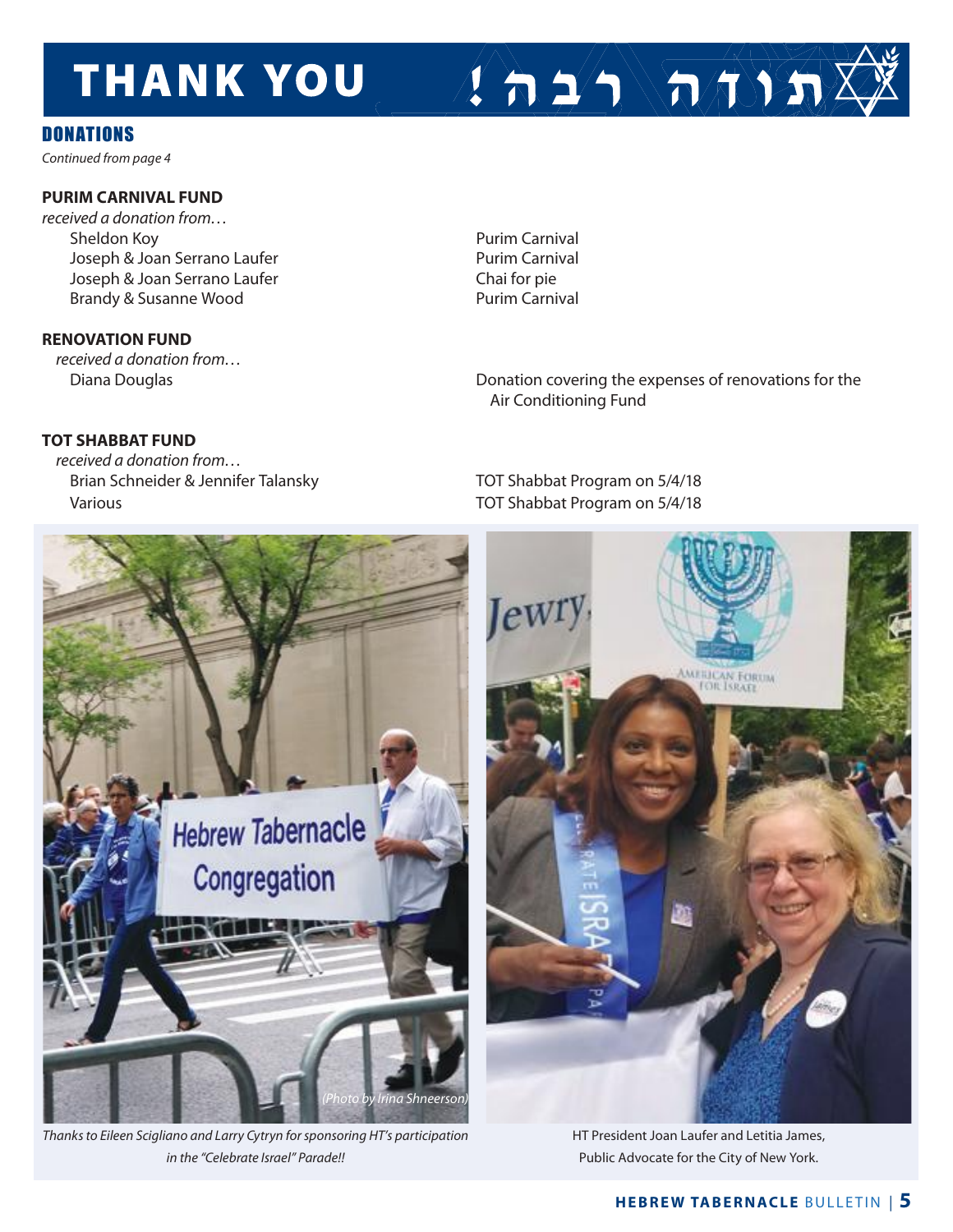# THANK YOU תודה רבה!

## DONATIONS

*Continued from page 4*

**PURIM CARNIVAL FUND**

*received a donation from…*

| | |
|---|---|
| Sheldon Koy | Purim Carnival |
| Joseph & Joan Serrano Laufer | Purim Carnival |
| Joseph & Joan Serrano Laufer | Chai for pie |
| Brandy & Susanne Wood | Purim Carnival |

**RENOVATION FUND**

*received a donation from…*

| | |
|---|---|
| Diana Douglas | Donation covering the expenses of renovations for the Air Conditioning Fund |

**TOT SHABBAT FUND**

*received a donation from…*

| | |
|---|---|
| Brian Schneider & Jennifer Talansky | TOT Shabbat Program on 5/4/18 |
| Various | TOT Shabbat Program on 5/4/18 |

*(Photo by Irina Shneerson)*

*Thanks to Eileen Scigliano and Larry Cytryn for sponsoring HT's participation in the "Celebrate Israel" Parade!!*

HT President Joan Laufer and Letitia James, Public Advocate for the City of New York.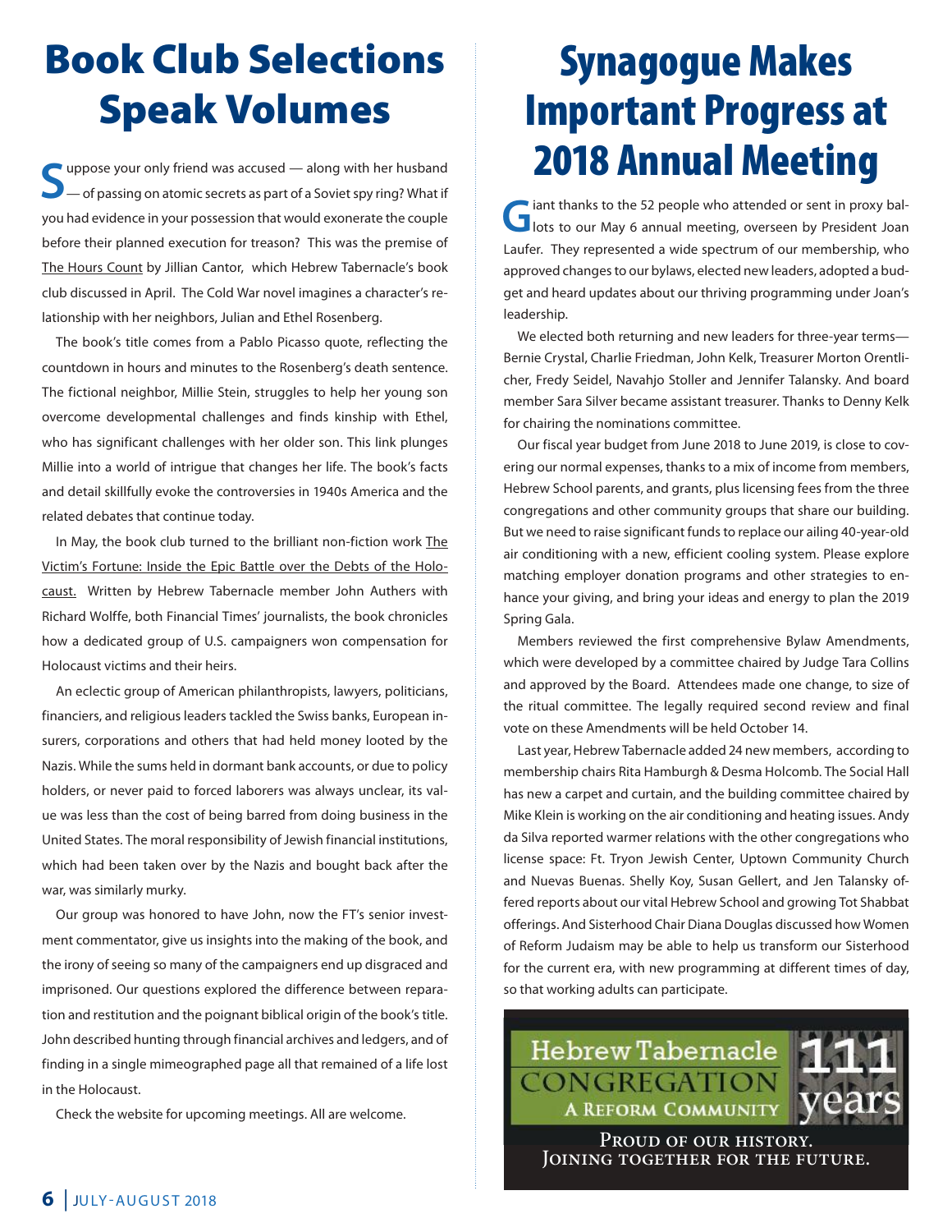# Book Club Selections Speak Volumes

Suppose your only friend was accused — along with her husband — of passing on atomic secrets as part of a Soviet spy ring? What if you had evidence in your possession that would exonerate the couple before their planned execution for treason? This was the premise of The Hours Count by Jillian Cantor, which Hebrew Tabernacle's book club discussed in April. The Cold War novel imagines a character's relationship with her neighbors, Julian and Ethel Rosenberg.

The book's title comes from a Pablo Picasso quote, reflecting the countdown in hours and minutes to the Rosenberg's death sentence. The fictional neighbor, Millie Stein, struggles to help her young son overcome developmental challenges and finds kinship with Ethel, who has significant challenges with her older son. This link plunges Millie into a world of intrigue that changes her life. The book's facts and detail skillfully evoke the controversies in 1940s America and the related debates that continue today.

In May, the book club turned to the brilliant non-fiction work The Victim's Fortune: Inside the Epic Battle over the Debts of the Holocaust. Written by Hebrew Tabernacle member John Authers with Richard Wolffe, both Financial Times' journalists, the book chronicles how a dedicated group of U.S. campaigners won compensation for Holocaust victims and their heirs.

An eclectic group of American philanthropists, lawyers, politicians, financiers, and religious leaders tackled the Swiss banks, European insurers, corporations and others that had held money looted by the Nazis. While the sums held in dormant bank accounts, or due to policy holders, or never paid to forced laborers was always unclear, its value was less than the cost of being barred from doing business in the United States. The moral responsibility of Jewish financial institutions, which had been taken over by the Nazis and bought back after the war, was similarly murky.

Our group was honored to have John, now the FT's senior investment commentator, give us insights into the making of the book, and the irony of seeing so many of the campaigners end up disgraced and imprisoned. Our questions explored the difference between reparation and restitution and the poignant biblical origin of the book's title. John described hunting through financial archives and ledgers, and of finding in a single mimeographed page all that remained of a life lost in the Holocaust.

Check the website for upcoming meetings. All are welcome.

# Synagogue Makes Important Progress at 2018 Annual Meeting

Giant thanks to the 52 people who attended or sent in proxy ballots to our May 6 annual meeting, overseen by President Joan Laufer. They represented a wide spectrum of our membership, who approved changes to our bylaws, elected new leaders, adopted a budget and heard updates about our thriving programming under Joan's leadership.

We elected both returning and new leaders for three-year terms—Bernie Crystal, Charlie Friedman, John Kelk, Treasurer Morton Orentlicher, Fredy Seidel, Navahjo Stoller and Jennifer Talansky. And board member Sara Silver became assistant treasurer. Thanks to Denny Kelk for chairing the nominations committee.

Our fiscal year budget from June 2018 to June 2019, is close to covering our normal expenses, thanks to a mix of income from members, Hebrew School parents, and grants, plus licensing fees from the three congregations and other community groups that share our building. But we need to raise significant funds to replace our ailing 40-year-old air conditioning with a new, efficient cooling system. Please explore matching employer donation programs and other strategies to enhance your giving, and bring your ideas and energy to plan the 2019 Spring Gala.

Members reviewed the first comprehensive Bylaw Amendments, which were developed by a committee chaired by Judge Tara Collins and approved by the Board. Attendees made one change, to size of the ritual committee. The legally required second review and final vote on these Amendments will be held October 14.

Last year, Hebrew Tabernacle added 24 new members, according to membership chairs Rita Hamburgh & Desma Holcomb. The Social Hall has new a carpet and curtain, and the building committee chaired by Mike Klein is working on the air conditioning and heating issues. Andy da Silva reported warmer relations with the other congregations who license space: Ft. Tryon Jewish Center, Uptown Community Church and Nuevas Buenas. Shelly Koy, Susan Gellert, and Jen Talansky offered reports about our vital Hebrew School and growing Tot Shabbat offerings. And Sisterhood Chair Diana Douglas discussed how Women of Reform Judaism may be able to help us transform our Sisterhood for the current era, with new programming at different times of day, so that working adults can participate.

Hebrew Tabernacle Congregation
A Reform Community
111 years

Proud of our history.
Joining together for the future.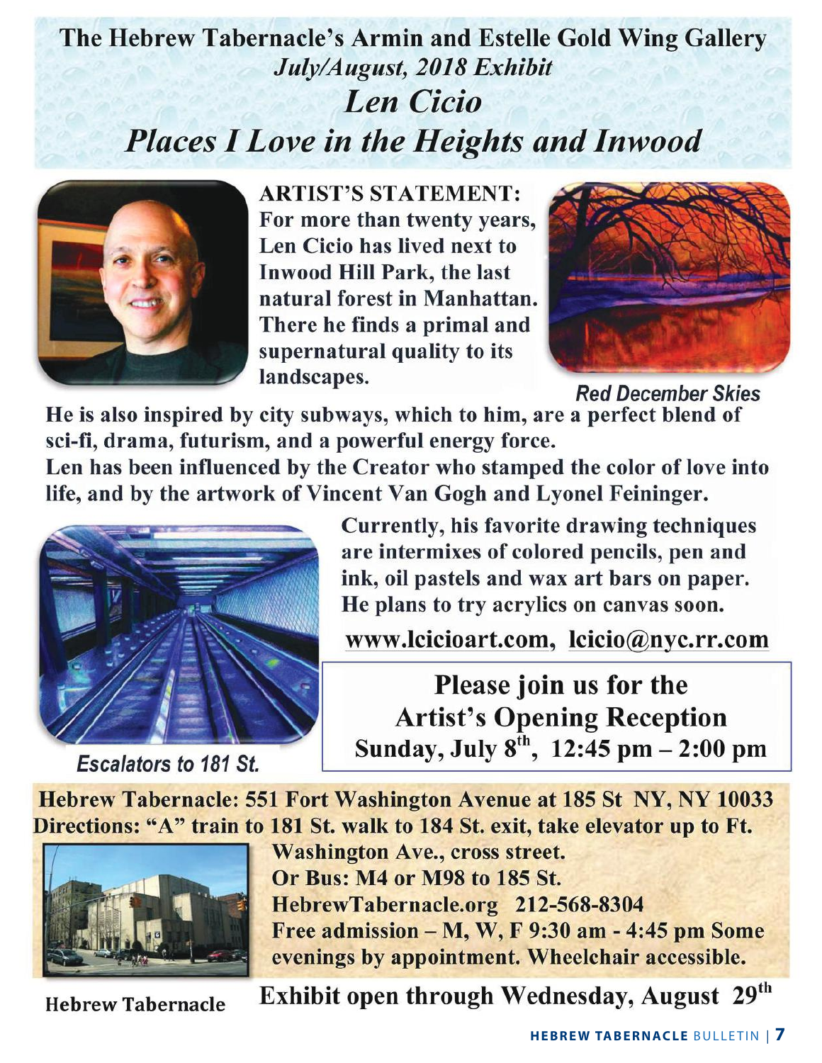# The Hebrew Tabernacle's Armin and Estelle Gold Wing Gallery

*July/August, 2018 Exhibit*

## *Len Cicio*

## *Places I Love in the Heights and Inwood*

**ARTIST'S STATEMENT:**
**For more than twenty years, Len Cicio has lived next to Inwood Hill Park, the last natural forest in Manhattan. There he finds a primal and supernatural quality to its landscapes.**

*Red December Skies*

**He is also inspired by city subways, which to him, are a perfect blend of sci-fi, drama, futurism, and a powerful energy force.**

**Len has been influenced by the Creator who stamped the color of love into life, and by the artwork of Vincent Van Gogh and Lyonel Feininger.**

**Currently, his favorite drawing techniques are intermixes of colored pencils, pen and ink, oil pastels and wax art bars on paper. He plans to try acrylics on canvas soon.**

**www.lcicioart.com, lcicio@nyc.rr.com**

*Escalators to 181 St.*

**Please join us for the Artist's Opening Reception**
**Sunday, July 8th, 12:45 pm – 2:00 pm**

**Hebrew Tabernacle: 551 Fort Washington Avenue at 185 St NY, NY 10033**
**Directions: "A" train to 181 St. walk to 184 St. exit, take elevator up to Ft. Washington Ave., cross street.**
**Or Bus: M4 or M98 to 185 St.**
**HebrewTabernacle.org 212-568-8304**
**Free admission – M, W, F 9:30 am - 4:45 pm Some evenings by appointment. Wheelchair accessible.**

Hebrew Tabernacle

**Exhibit open through Wednesday, August 29th**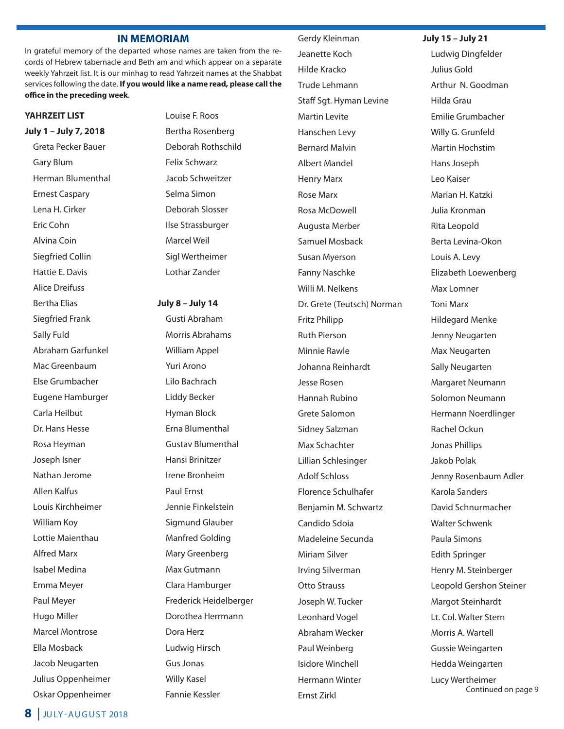## IN MEMORIAM

In grateful memory of the departed whose names are taken from the records of Hebrew tabernacle and Beth am and which appear on a separate weekly Yahrzeit list. It is our minhag to read Yahrzeit names at the Shabbat services following the date. **If you would like a name read, please call the office in the preceding week**.

**YAHRZEIT LIST**

**July 1 – July 7, 2018**

Greta Pecker Bauer
Gary Blum
Herman Blumenthal
Ernest Caspary
Lena H. Cirker
Eric Cohn
Alvina Coin
Siegfried Collin
Hattie E. Davis
Alice Dreifuss
Bertha Elias
Siegfried Frank
Sally Fuld
Abraham Garfunkel
Mac Greenbaum
Else Grumbacher
Eugene Hamburger
Carla Heilbut
Dr. Hans Hesse
Rosa Heyman
Joseph Isner
Nathan Jerome
Allen Kalfus
Louis Kirchheimer
William Koy
Lottie Maienthau
Alfred Marx
Isabel Medina
Emma Meyer
Paul Meyer
Hugo Miller
Marcel Montrose
Ella Mosback
Jacob Neugarten
Julius Oppenheimer
Oskar Oppenheimer
Louise F. Roos
Bertha Rosenberg
Deborah Rothschild
Felix Schwarz
Jacob Schweitzer
Selma Simon
Deborah Slosser
Ilse Strassburger
Marcel Weil
Sigl Wertheimer
Lothar Zander

**July 8 – July 14**

Gusti Abraham
Morris Abrahams
William Appel
Yuri Arono
Lilo Bachrach
Liddy Becker
Hyman Block
Erna Blumenthal
Gustav Blumenthal
Hansi Brinitzer
Irene Bronheim
Paul Ernst
Jennie Finkelstein
Sigmund Glauber
Manfred Golding
Mary Greenberg
Max Gutmann
Clara Hamburger
Frederick Heidelberger
Dorothea Herrmann
Dora Herz
Ludwig Hirsch
Gus Jonas
Willy Kasel
Fannie Kessler
Gerdy Kleinman
Jeanette Koch
Hilde Kracko
Trude Lehmann
Staff Sgt. Hyman Levine
Martin Levite
Hanschen Levy
Bernard Malvin
Albert Mandel
Henry Marx
Rose Marx
Rosa McDowell
Augusta Merber
Samuel Mosback
Susan Myerson
Fanny Naschke
Willi M. Nelkens
Dr. Grete (Teutsch) Norman
Fritz Philipp
Ruth Pierson
Minnie Rawle
Johanna Reinhardt
Jesse Rosen
Hannah Rubino
Grete Salomon
Sidney Salzman
Max Schachter
Lillian Schlesinger
Adolf Schloss
Florence Schulhafer
Benjamin M. Schwartz
Candido Sdoia
Madeleine Secunda
Miriam Silver
Irving Silverman
Otto Strauss
Joseph W. Tucker
Leonhard Vogel
Abraham Wecker
Paul Weinberg
Isidore Winchell
Hermann Winter
Ernst Zirkl

**July 15 – July 21**

Ludwig Dingfelder
Julius Gold
Arthur N. Goodman
Hilda Grau
Emilie Grumbacher
Willy G. Grunfeld
Martin Hochstim
Hans Joseph
Leo Kaiser
Marian H. Katzki
Julia Kronman
Rita Leopold
Berta Levina-Okon
Louis A. Levy
Elizabeth Loewenberg
Max Lomner
Toni Marx
Hildegard Menke
Jenny Neugarten
Max Neugarten
Sally Neugarten
Margaret Neumann
Solomon Neumann
Hermann Noerdlinger
Rachel Ockun
Jonas Phillips
Jakob Polak
Jenny Rosenbaum Adler
Karola Sanders
David Schnurmacher
Walter Schwenk
Paula Simons
Edith Springer
Henry M. Steinberger
Leopold Gershon Steiner
Margot Steinhardt
Lt. Col. Walter Stern
Morris A. Wartell
Gussie Weingarten
Hedda Weingarten
Lucy Wertheimer

Continued on page 9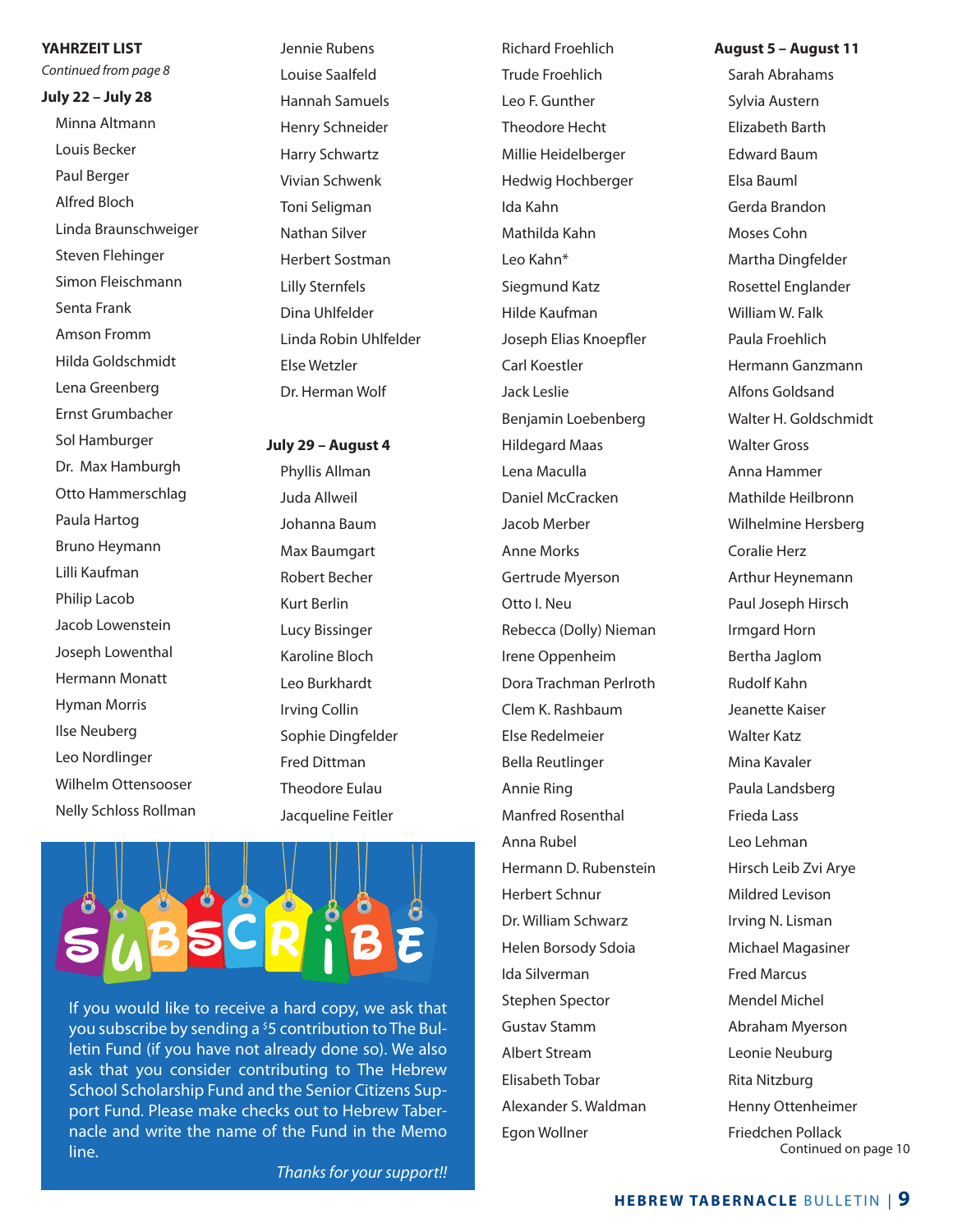## YAHRZEIT LIST

*Continued from page 8*

**July 22 – July 28**

Minna Altmann
Louis Becker
Paul Berger
Alfred Bloch
Linda Braunschweiger
Steven Flehinger
Simon Fleischmann
Senta Frank
Amson Fromm
Hilda Goldschmidt
Lena Greenberg
Ernst Grumbacher
Sol Hamburger
Dr. Max Hamburgh
Otto Hammerschlag
Paula Hartog
Bruno Heymann
Lilli Kaufman
Philip Lacob
Jacob Lowenstein
Joseph Lowenthal
Hermann Monatt
Hyman Morris
Ilse Neuberg
Leo Nordlinger
Wilhelm Ottensooser
Nelly Schloss Rollman
Jennie Rubens
Louise Saalfeld
Hannah Samuels
Henry Schneider
Harry Schwartz
Vivian Schwenk
Toni Seligman
Nathan Silver
Herbert Sostman
Lilly Sternfels
Dina Uhlfelder
Linda Robin Uhlfelder
Else Wetzler
Dr. Herman Wolf

**July 29 – August 4**

Phyllis Allman
Juda Allweil
Johanna Baum
Max Baumgart
Robert Becher
Kurt Berlin
Lucy Bissinger
Karoline Bloch
Leo Burkhardt
Irving Collin
Sophie Dingfelder
Fred Dittman
Theodore Eulau
Jacqueline Feitler
Richard Froehlich
Trude Froehlich
Leo F. Gunther
Theodore Hecht
Millie Heidelberger
Hedwig Hochberger
Ida Kahn
Mathilda Kahn
Leo Kahn*
Siegmund Katz
Hilde Kaufman
Joseph Elias Knoepfler
Carl Koestler
Jack Leslie
Benjamin Loebenberg
Hildegard Maas
Lena Maculla
Daniel McCracken
Jacob Merber
Anne Morks
Gertrude Myerson
Otto I. Neu
Rebecca (Dolly) Nieman
Irene Oppenheim
Dora Trachman Perlroth
Clem K. Rashbaum
Else Redelmeier
Bella Reutlinger
Annie Ring
Manfred Rosenthal
Anna Rubel
Hermann D. Rubenstein
Herbert Schnur
Dr. William Schwarz
Helen Borsody Sdoia
Ida Silverman
Stephen Spector
Gustav Stamm
Albert Stream
Elisabeth Tobar
Alexander S. Waldman
Egon Wollner

**August 5 – August 11**

Sarah Abrahams
Sylvia Austern
Elizabeth Barth
Edward Baum
Elsa Bauml
Gerda Brandon
Moses Cohn
Martha Dingfelder
Rosettel Englander
William W. Falk
Paula Froehlich
Hermann Ganzmann
Alfons Goldsand
Walter H. Goldschmidt
Walter Gross
Anna Hammer
Mathilde Heilbronn
Wilhelmine Hersberg
Coralie Herz
Arthur Heynemann
Paul Joseph Hirsch
Irmgard Horn
Bertha Jaglom
Rudolf Kahn
Jeanette Kaiser
Walter Katz
Mina Kavaler
Paula Landsberg
Frieda Lass
Leo Lehman
Hirsch Leib Zvi Arye
Mildred Levison
Irving N. Lisman
Michael Magasiner
Fred Marcus
Mendel Michel
Abraham Myerson
Leonie Neuburg
Rita Nitzburg
Henny Ottenheimer
Friedchen Pollack

Continued on page 10

## SUBSCRIBE

If you would like to receive a hard copy, we ask that you subscribe by sending a $5 contribution to The Bulletin Fund (if you have not already done so). We also ask that you consider contributing to The Hebrew School Scholarship Fund and the Senior Citizens Support Fund. Please make checks out to Hebrew Tabernacle and write the name of the Fund in the Memo line.

*Thanks for your support!!*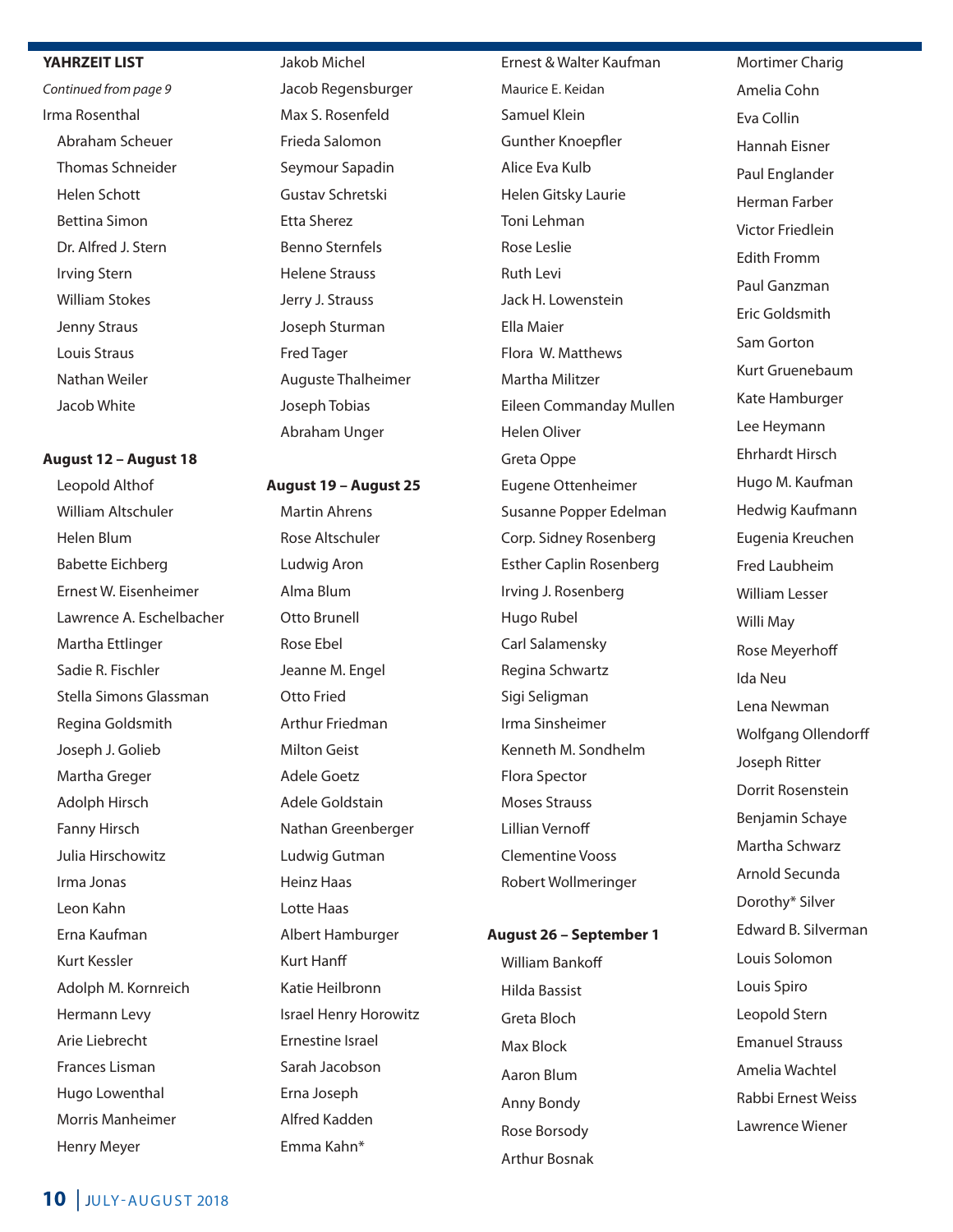**YAHRZEIT LIST**

*Continued from page 9*

Irma Rosenthal
Abraham Scheuer
Thomas Schneider
Helen Schott
Bettina Simon
Dr. Alfred J. Stern
Irving Stern
William Stokes
Jenny Straus
Louis Straus
Nathan Weiler
Jacob White

**August 12 – August 18**

Leopold Althof
William Altschuler
Helen Blum
Babette Eichberg
Ernest W. Eisenheimer
Lawrence A. Eschelbacher
Martha Ettlinger
Sadie R. Fischler
Stella Simons Glassman
Regina Goldsmith
Joseph J. Golieb
Martha Greger
Adolph Hirsch
Fanny Hirsch
Julia Hirschowitz
Irma Jonas
Leon Kahn
Erna Kaufman
Kurt Kessler
Adolph M. Kornreich
Hermann Levy
Arie Liebrecht
Frances Lisman
Hugo Lowenthal
Morris Manheimer
Henry Meyer
Jakob Michel
Jacob Regensburger
Max S. Rosenfeld
Frieda Salomon
Seymour Sapadin
Gustav Schretski
Etta Sherez
Benno Sternfels
Helene Strauss
Jerry J. Strauss
Joseph Sturman
Fred Tager
Auguste Thalheimer
Joseph Tobias
Abraham Unger

**August 19 – August 25**

Martin Ahrens
Rose Altschuler
Ludwig Aron
Alma Blum
Otto Brunell
Rose Ebel
Jeanne M. Engel
Otto Fried
Arthur Friedman
Milton Geist
Adele Goetz
Adele Goldstain
Nathan Greenberger
Ludwig Gutman
Heinz Haas
Lotte Haas
Albert Hamburger
Kurt Hanff
Katie Heilbronn
Israel Henry Horowitz
Ernestine Israel
Sarah Jacobson
Erna Joseph
Alfred Kadden
Emma Kahn*
Ernest & Walter Kaufman
Maurice E. Keidan
Samuel Klein
Gunther Knoepfler
Alice Eva Kulb
Helen Gitsky Laurie
Toni Lehman
Rose Leslie
Ruth Levi
Jack H. Lowenstein
Ella Maier
Flora W. Matthews
Martha Militzer
Eileen Commanday Mullen
Helen Oliver
Greta Oppe
Eugene Ottenheimer
Susanne Popper Edelman
Corp. Sidney Rosenberg
Esther Caplin Rosenberg
Irving J. Rosenberg
Hugo Rubel
Carl Salamensky
Regina Schwartz
Sigi Seligman
Irma Sinsheimer
Kenneth M. Sondhelm
Flora Spector
Moses Strauss
Lillian Vernoff
Clementine Vooss
Robert Wollmeringer

**August 26 – September 1**

William Bankoff
Hilda Bassist
Greta Bloch
Max Block
Aaron Blum
Anny Bondy
Rose Borsody
Arthur Bosnak
Mortimer Charig
Amelia Cohn
Eva Collin
Hannah Eisner
Paul Englander
Herman Farber
Victor Friedlein
Edith Fromm
Paul Ganzman
Eric Goldsmith
Sam Gorton
Kurt Gruenebaum
Kate Hamburger
Lee Heymann
Ehrhardt Hirsch
Hugo M. Kaufman
Hedwig Kaufmann
Eugenia Kreuchen
Fred Laubheim
William Lesser
Willi May
Rose Meyerhoff
Ida Neu
Lena Newman
Wolfgang Ollendorff
Joseph Ritter
Dorrit Rosenstein
Benjamin Schaye
Martha Schwarz
Arnold Secunda
Dorothy* Silver
Edward B. Silverman
Louis Solomon
Louis Spiro
Leopold Stern
Emanuel Strauss
Amelia Wachtel
Rabbi Ernest Weiss
Lawrence Wiener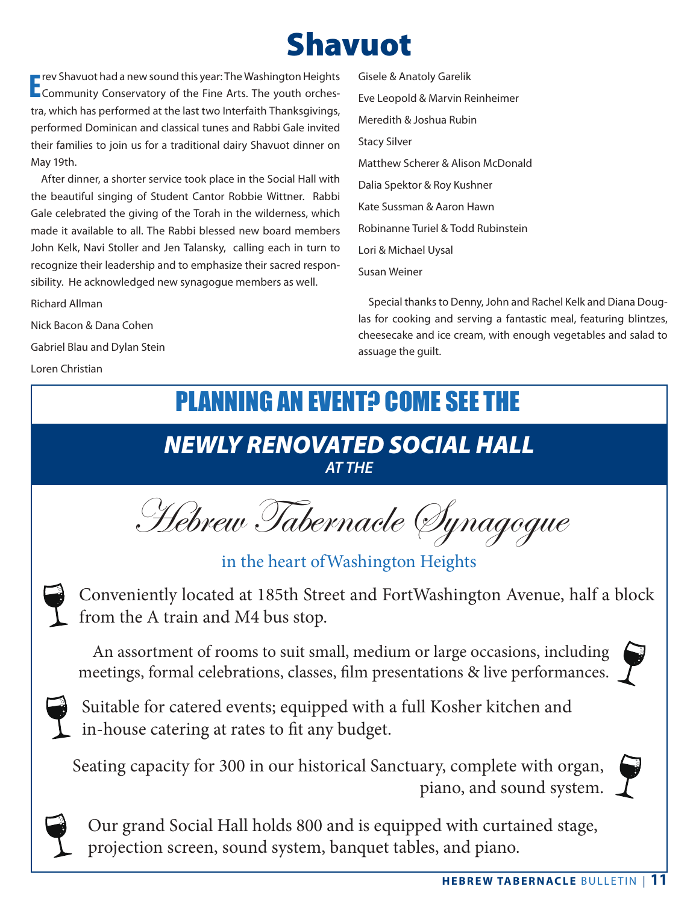# Shavuot

Erev Shavuot had a new sound this year: The Washington Heights Community Conservatory of the Fine Arts. The youth orchestra, which has performed at the last two Interfaith Thanksgivings, performed Dominican and classical tunes and Rabbi Gale invited their families to join us for a traditional dairy Shavuot dinner on May 19th.

After dinner, a shorter service took place in the Social Hall with the beautiful singing of Student Cantor Robbie Wittner. Rabbi Gale celebrated the giving of the Torah in the wilderness, which made it available to all. The Rabbi blessed new board members John Kelk, Navi Stoller and Jen Talansky, calling each in turn to recognize their leadership and to emphasize their sacred responsibility. He acknowledged new synagogue members as well.

Richard Allman

Nick Bacon & Dana Cohen

Gabriel Blau and Dylan Stein

Loren Christian

Gisele & Anatoly Garelik

Eve Leopold & Marvin Reinheimer

Meredith & Joshua Rubin

Stacy Silver

Matthew Scherer & Alison McDonald

Dalia Spektor & Roy Kushner

Kate Sussman & Aaron Hawn

Robinanne Turiel & Todd Rubinstein

Lori & Michael Uysal

Susan Weiner

Special thanks to Denny, John and Rachel Kelk and Diana Douglas for cooking and serving a fantastic meal, featuring blintzes, cheesecake and ice cream, with enough vegetables and salad to assuage the guilt.

## PLANNING AN EVENT? COME SEE THE

### *NEWLY RENOVATED SOCIAL HALL*

*AT THE*

## *Hebrew Tabernacle Synagogue*

in the heart of Washington Heights

Conveniently located at 185th Street and Fort Washington Avenue, half a block from the A train and M4 bus stop.

An assortment of rooms to suit small, medium or large occasions, including meetings, formal celebrations, classes, film presentations & live performances.

Suitable for catered events; equipped with a full Kosher kitchen and in-house catering at rates to fit any budget.

Seating capacity for 300 in our historical Sanctuary, complete with organ, piano, and sound system.

Our grand Social Hall holds 800 and is equipped with curtained stage, projection screen, sound system, banquet tables, and piano.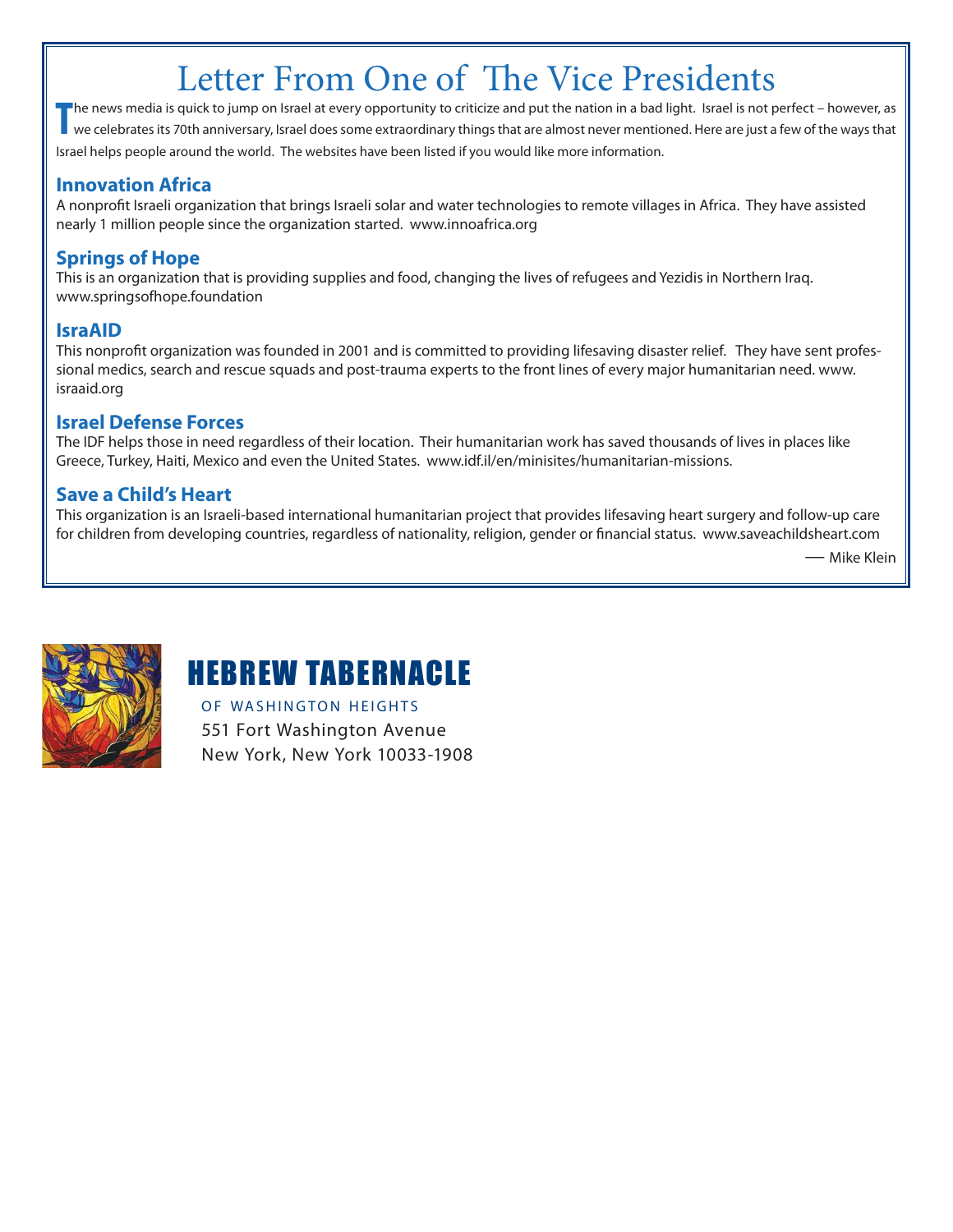# Letter From One of The Vice Presidents

The news media is quick to jump on Israel at every opportunity to criticize and put the nation in a bad light. Israel is not perfect – however, as we celebrates its 70th anniversary, Israel does some extraordinary things that are almost never mentioned. Here are just a few of the ways that Israel helps people around the world. The websites have been listed if you would like more information.

### Innovation Africa

A nonprofit Israeli organization that brings Israeli solar and water technologies to remote villages in Africa. They have assisted nearly 1 million people since the organization started. www.innoafrica.org

### Springs of Hope

This is an organization that is providing supplies and food, changing the lives of refugees and Yezidis in Northern Iraq. www.springsofhope.foundation

### IsraAID

This nonprofit organization was founded in 2001 and is committed to providing lifesaving disaster relief. They have sent professional medics, search and rescue squads and post-trauma experts to the front lines of every major humanitarian need. www.israaid.org

### Israel Defense Forces

The IDF helps those in need regardless of their location. Their humanitarian work has saved thousands of lives in places like Greece, Turkey, Haiti, Mexico and even the United States. www.idf.il/en/minisites/humanitarian-missions.

### Save a Child's Heart

This organization is an Israeli-based international humanitarian project that provides lifesaving heart surgery and follow-up care for children from developing countries, regardless of nationality, religion, gender or financial status. www.saveachildsheart.com

— Mike Klein

## HEBREW TABERNACLE

OF WASHINGTON HEIGHTS

551 Fort Washington Avenue
New York, New York 10033-1908